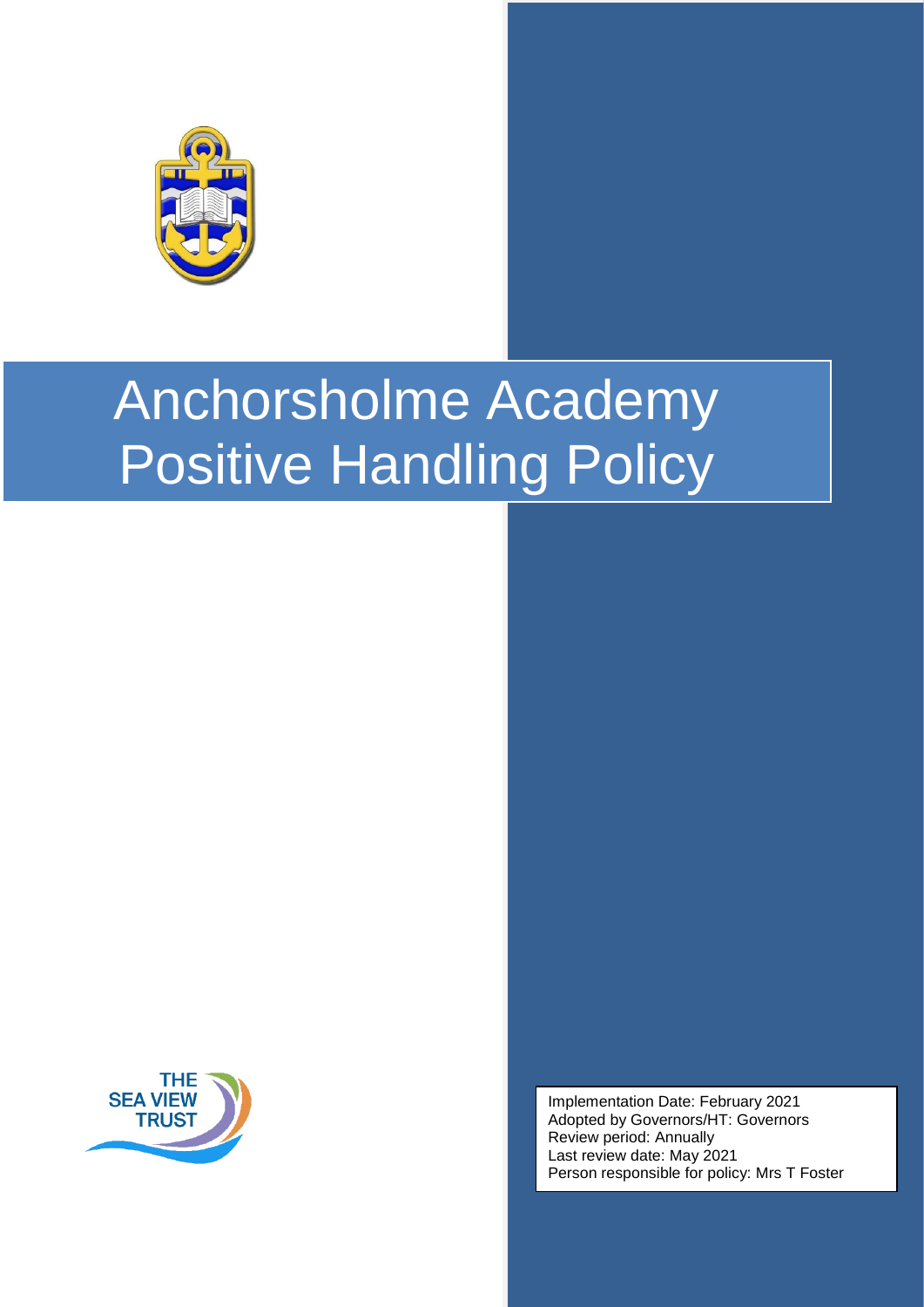# Anchorsholme Academy Positive Handling Policy

THE SEA VIEW TRUST

Implementation Date: February 2021
Adopted by Governors/HT: Governors
Review period: Annually
Last review date: May 2021
Person responsible for policy: Mrs T Foster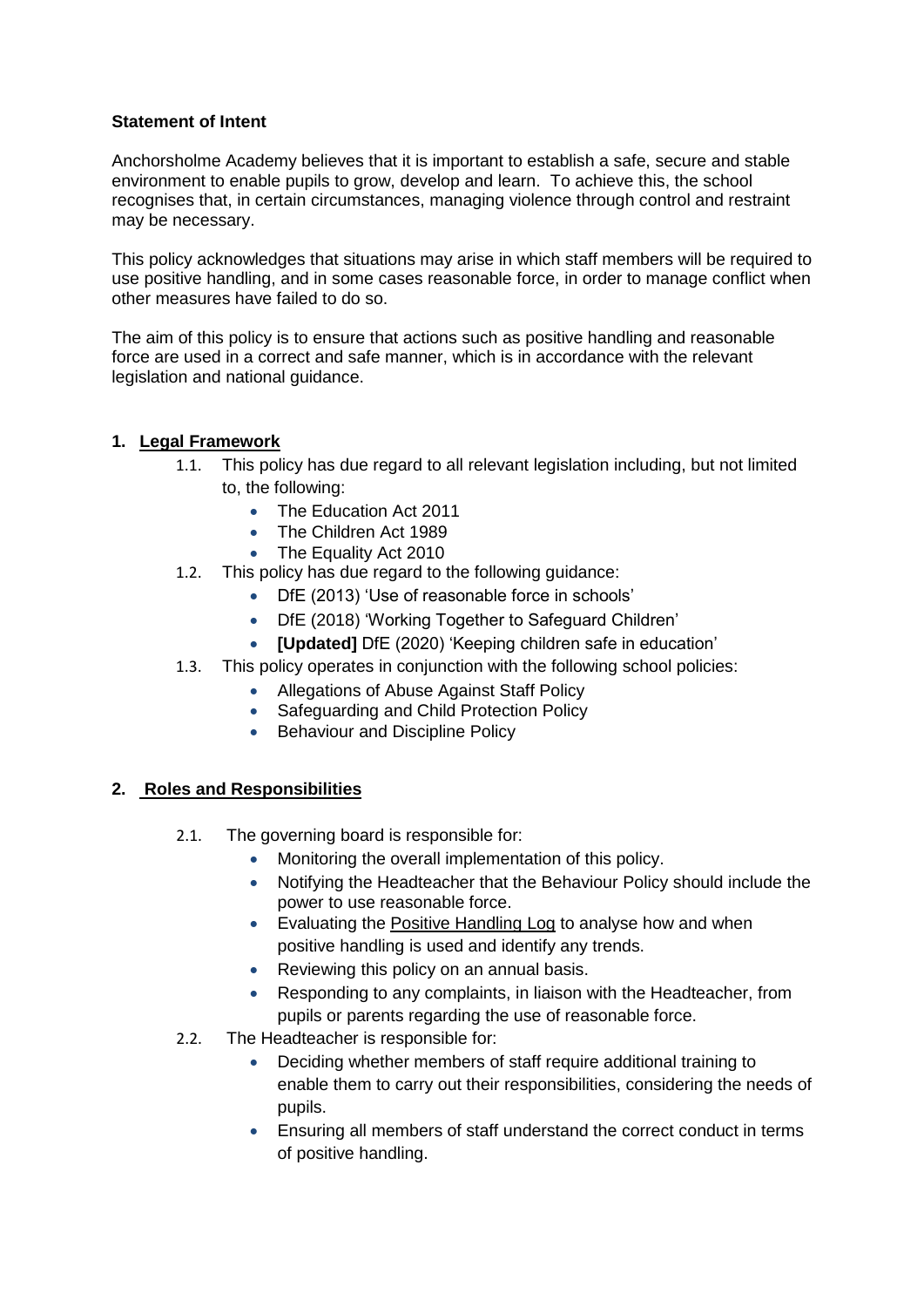**Statement of Intent**

Anchorsholme Academy believes that it is important to establish a safe, secure and stable environment to enable pupils to grow, develop and learn. To achieve this, the school recognises that, in certain circumstances, managing violence through control and restraint may be necessary.

This policy acknowledges that situations may arise in which staff members will be required to use positive handling, and in some cases reasonable force, in order to manage conflict when other measures have failed to do so.

The aim of this policy is to ensure that actions such as positive handling and reasonable force are used in a correct and safe manner, which is in accordance with the relevant legislation and national guidance.

## 1. Legal Framework

1.1. This policy has due regard to all relevant legislation including, but not limited to, the following:

- The Education Act 2011
- The Children Act 1989
- The Equality Act 2010

1.2. This policy has due regard to the following guidance:

- DfE (2013) 'Use of reasonable force in schools'
- DfE (2018) 'Working Together to Safeguard Children'
- **[Updated]** DfE (2020) 'Keeping children safe in education'

1.3. This policy operates in conjunction with the following school policies:

- Allegations of Abuse Against Staff Policy
- Safeguarding and Child Protection Policy
- Behaviour and Discipline Policy

## 2. Roles and Responsibilities

2.1. The governing board is responsible for:

- Monitoring the overall implementation of this policy.
- Notifying the Headteacher that the Behaviour Policy should include the power to use reasonable force.
- Evaluating the Positive Handling Log to analyse how and when positive handling is used and identify any trends.
- Reviewing this policy on an annual basis.
- Responding to any complaints, in liaison with the Headteacher, from pupils or parents regarding the use of reasonable force.

2.2. The Headteacher is responsible for:

- Deciding whether members of staff require additional training to enable them to carry out their responsibilities, considering the needs of pupils.
- Ensuring all members of staff understand the correct conduct in terms of positive handling.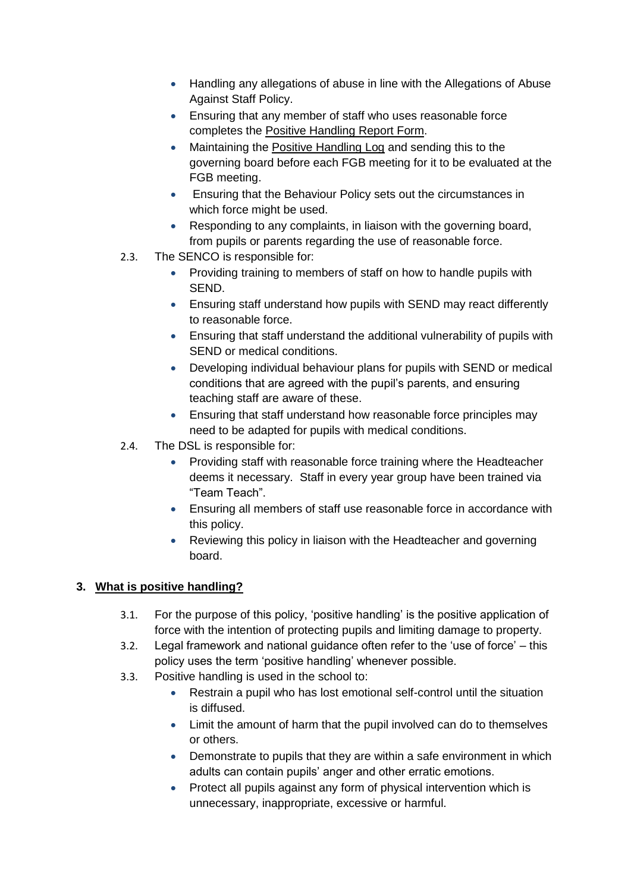- Handling any allegations of abuse in line with the Allegations of Abuse Against Staff Policy.
- Ensuring that any member of staff who uses reasonable force completes the Positive Handling Report Form.
- Maintaining the Positive Handling Log and sending this to the governing board before each FGB meeting for it to be evaluated at the FGB meeting.
- Ensuring that the Behaviour Policy sets out the circumstances in which force might be used.
- Responding to any complaints, in liaison with the governing board, from pupils or parents regarding the use of reasonable force.

2.3. The SENCO is responsible for:

- Providing training to members of staff on how to handle pupils with SEND.
- Ensuring staff understand how pupils with SEND may react differently to reasonable force.
- Ensuring that staff understand the additional vulnerability of pupils with SEND or medical conditions.
- Developing individual behaviour plans for pupils with SEND or medical conditions that are agreed with the pupil's parents, and ensuring teaching staff are aware of these.
- Ensuring that staff understand how reasonable force principles may need to be adapted for pupils with medical conditions.

2.4. The DSL is responsible for:

- Providing staff with reasonable force training where the Headteacher deems it necessary. Staff in every year group have been trained via "Team Teach".
- Ensuring all members of staff use reasonable force in accordance with this policy.
- Reviewing this policy in liaison with the Headteacher and governing board.

## 3. What is positive handling?

3.1. For the purpose of this policy, 'positive handling' is the positive application of force with the intention of protecting pupils and limiting damage to property.

3.2. Legal framework and national guidance often refer to the 'use of force' – this policy uses the term 'positive handling' whenever possible.

3.3. Positive handling is used in the school to:

- Restrain a pupil who has lost emotional self-control until the situation is diffused.
- Limit the amount of harm that the pupil involved can do to themselves or others.
- Demonstrate to pupils that they are within a safe environment in which adults can contain pupils' anger and other erratic emotions.
- Protect all pupils against any form of physical intervention which is unnecessary, inappropriate, excessive or harmful.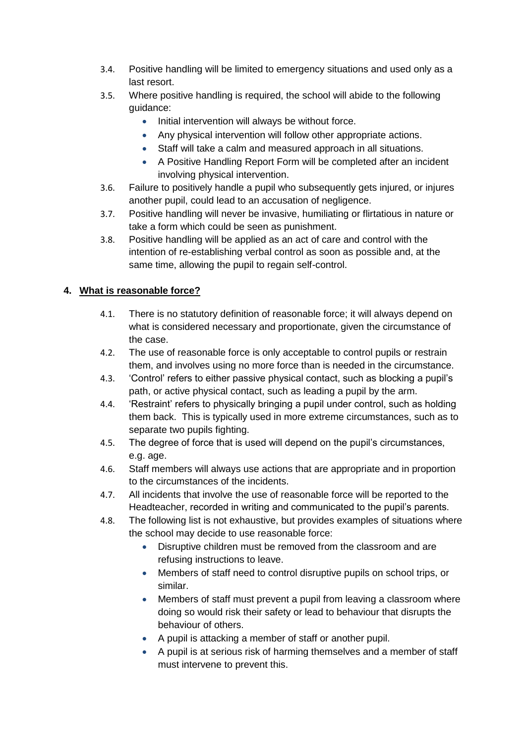3.4. Positive handling will be limited to emergency situations and used only as a last resort.

3.5. Where positive handling is required, the school will abide to the following guidance:

- Initial intervention will always be without force.
- Any physical intervention will follow other appropriate actions.
- Staff will take a calm and measured approach in all situations.
- A Positive Handling Report Form will be completed after an incident involving physical intervention.

3.6. Failure to positively handle a pupil who subsequently gets injured, or injures another pupil, could lead to an accusation of negligence.

3.7. Positive handling will never be invasive, humiliating or flirtatious in nature or take a form which could be seen as punishment.

3.8. Positive handling will be applied as an act of care and control with the intention of re-establishing verbal control as soon as possible and, at the same time, allowing the pupil to regain self-control.

## 4. What is reasonable force?

4.1. There is no statutory definition of reasonable force; it will always depend on what is considered necessary and proportionate, given the circumstance of the case.

4.2. The use of reasonable force is only acceptable to control pupils or restrain them, and involves using no more force than is needed in the circumstance.

4.3. 'Control' refers to either passive physical contact, such as blocking a pupil's path, or active physical contact, such as leading a pupil by the arm.

4.4. 'Restraint' refers to physically bringing a pupil under control, such as holding them back. This is typically used in more extreme circumstances, such as to separate two pupils fighting.

4.5. The degree of force that is used will depend on the pupil's circumstances, e.g. age.

4.6. Staff members will always use actions that are appropriate and in proportion to the circumstances of the incidents.

4.7. All incidents that involve the use of reasonable force will be reported to the Headteacher, recorded in writing and communicated to the pupil's parents.

4.8. The following list is not exhaustive, but provides examples of situations where the school may decide to use reasonable force:

- Disruptive children must be removed from the classroom and are refusing instructions to leave.
- Members of staff need to control disruptive pupils on school trips, or similar.
- Members of staff must prevent a pupil from leaving a classroom where doing so would risk their safety or lead to behaviour that disrupts the behaviour of others.
- A pupil is attacking a member of staff or another pupil.
- A pupil is at serious risk of harming themselves and a member of staff must intervene to prevent this.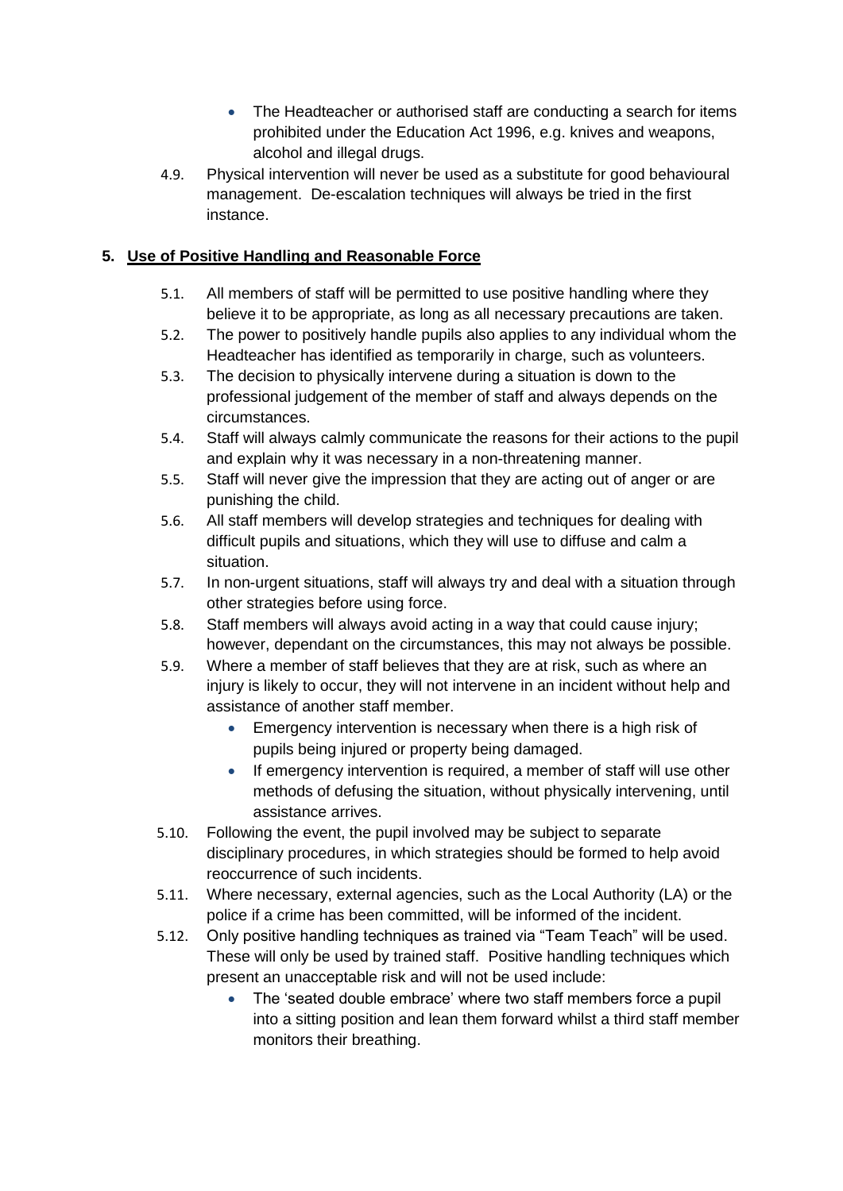- The Headteacher or authorised staff are conducting a search for items prohibited under the Education Act 1996, e.g. knives and weapons, alcohol and illegal drugs.

4.9. Physical intervention will never be used as a substitute for good behavioural management. De-escalation techniques will always be tried in the first instance.

## 5. Use of Positive Handling and Reasonable Force

5.1. All members of staff will be permitted to use positive handling where they believe it to be appropriate, as long as all necessary precautions are taken.

5.2. The power to positively handle pupils also applies to any individual whom the Headteacher has identified as temporarily in charge, such as volunteers.

5.3. The decision to physically intervene during a situation is down to the professional judgement of the member of staff and always depends on the circumstances.

5.4. Staff will always calmly communicate the reasons for their actions to the pupil and explain why it was necessary in a non-threatening manner.

5.5. Staff will never give the impression that they are acting out of anger or are punishing the child.

5.6. All staff members will develop strategies and techniques for dealing with difficult pupils and situations, which they will use to diffuse and calm a situation.

5.7. In non-urgent situations, staff will always try and deal with a situation through other strategies before using force.

5.8. Staff members will always avoid acting in a way that could cause injury; however, dependant on the circumstances, this may not always be possible.

5.9. Where a member of staff believes that they are at risk, such as where an injury is likely to occur, they will not intervene in an incident without help and assistance of another staff member.

- Emergency intervention is necessary when there is a high risk of pupils being injured or property being damaged.
- If emergency intervention is required, a member of staff will use other methods of defusing the situation, without physically intervening, until assistance arrives.

5.10. Following the event, the pupil involved may be subject to separate disciplinary procedures, in which strategies should be formed to help avoid reoccurrence of such incidents.

5.11. Where necessary, external agencies, such as the Local Authority (LA) or the police if a crime has been committed, will be informed of the incident.

5.12. Only positive handling techniques as trained via "Team Teach" will be used. These will only be used by trained staff. Positive handling techniques which present an unacceptable risk and will not be used include:

- The 'seated double embrace' where two staff members force a pupil into a sitting position and lean them forward whilst a third staff member monitors their breathing.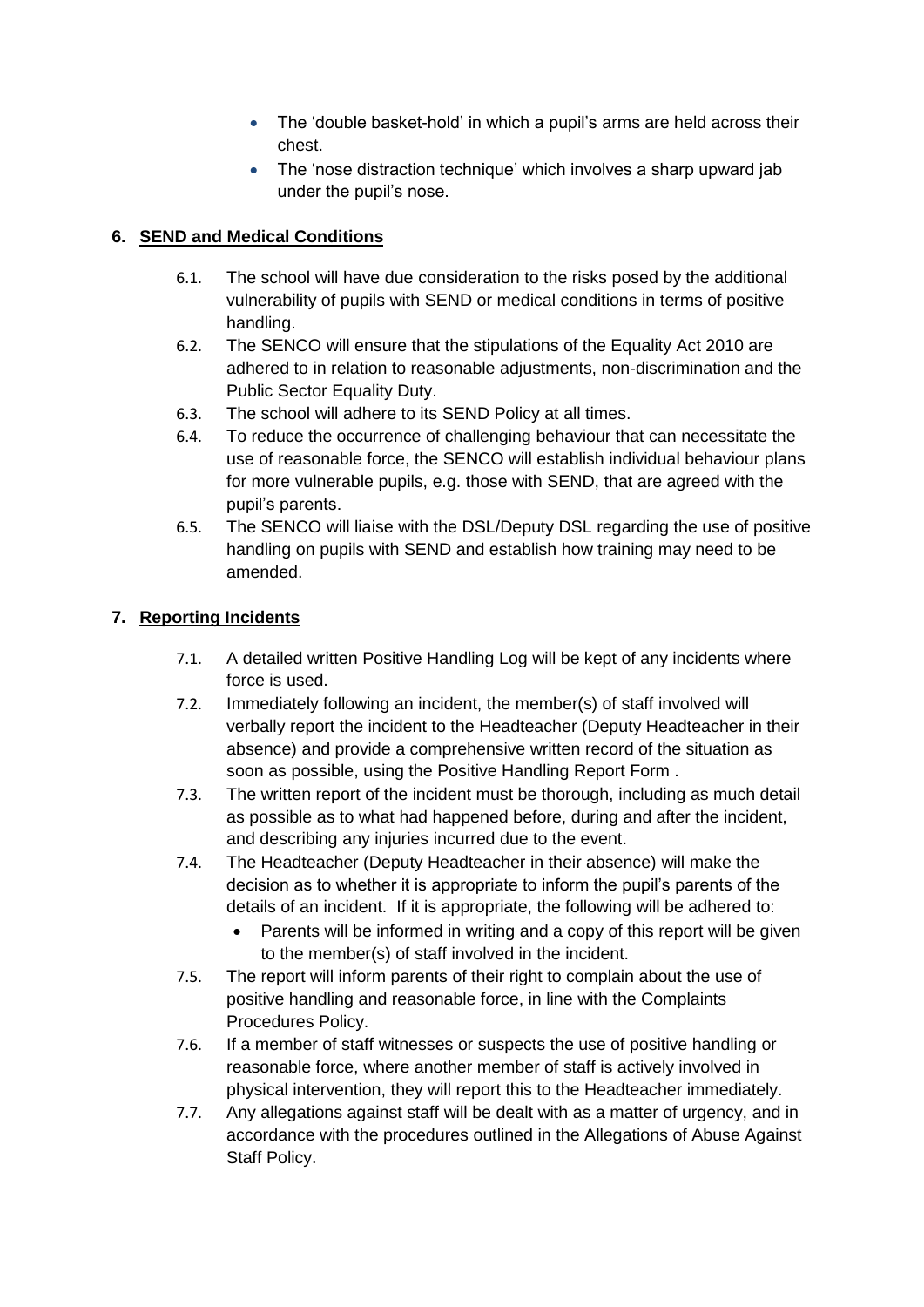- The 'double basket-hold' in which a pupil's arms are held across their chest.
- The 'nose distraction technique' which involves a sharp upward jab under the pupil's nose.

## 6. SEND and Medical Conditions

6.1. The school will have due consideration to the risks posed by the additional vulnerability of pupils with SEND or medical conditions in terms of positive handling.

6.2. The SENCO will ensure that the stipulations of the Equality Act 2010 are adhered to in relation to reasonable adjustments, non-discrimination and the Public Sector Equality Duty.

6.3. The school will adhere to its SEND Policy at all times.

6.4. To reduce the occurrence of challenging behaviour that can necessitate the use of reasonable force, the SENCO will establish individual behaviour plans for more vulnerable pupils, e.g. those with SEND, that are agreed with the pupil's parents.

6.5. The SENCO will liaise with the DSL/Deputy DSL regarding the use of positive handling on pupils with SEND and establish how training may need to be amended.

## 7. Reporting Incidents

7.1. A detailed written Positive Handling Log will be kept of any incidents where force is used.

7.2. Immediately following an incident, the member(s) of staff involved will verbally report the incident to the Headteacher (Deputy Headteacher in their absence) and provide a comprehensive written record of the situation as soon as possible, using the Positive Handling Report Form .

7.3. The written report of the incident must be thorough, including as much detail as possible as to what had happened before, during and after the incident, and describing any injuries incurred due to the event.

7.4. The Headteacher (Deputy Headteacher in their absence) will make the decision as to whether it is appropriate to inform the pupil's parents of the details of an incident. If it is appropriate, the following will be adhered to:

- Parents will be informed in writing and a copy of this report will be given to the member(s) of staff involved in the incident.

7.5. The report will inform parents of their right to complain about the use of positive handling and reasonable force, in line with the Complaints Procedures Policy.

7.6. If a member of staff witnesses or suspects the use of positive handling or reasonable force, where another member of staff is actively involved in physical intervention, they will report this to the Headteacher immediately.

7.7. Any allegations against staff will be dealt with as a matter of urgency, and in accordance with the procedures outlined in the Allegations of Abuse Against Staff Policy.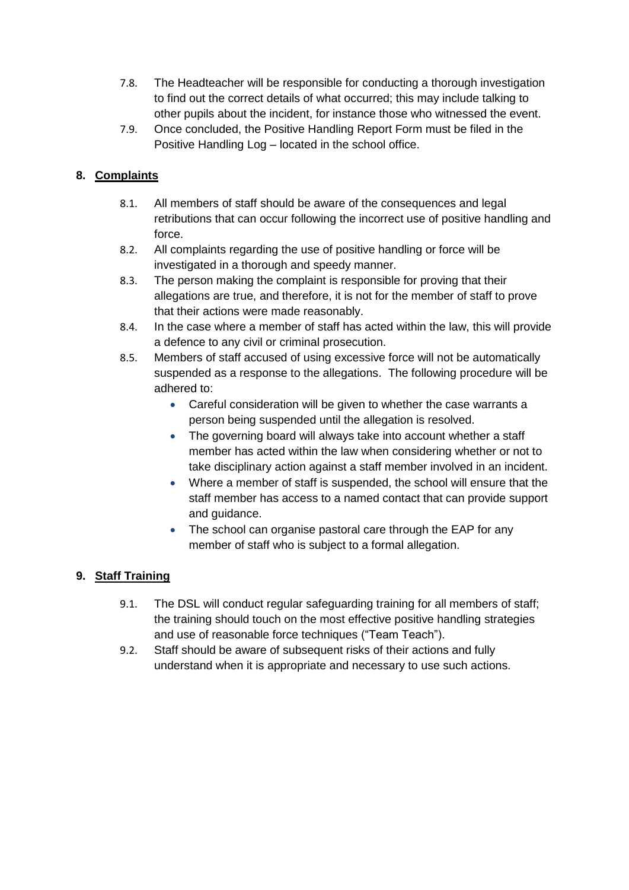7.8. The Headteacher will be responsible for conducting a thorough investigation to find out the correct details of what occurred; this may include talking to other pupils about the incident, for instance those who witnessed the event.

7.9. Once concluded, the Positive Handling Report Form must be filed in the Positive Handling Log – located in the school office.

## 8. Complaints

8.1. All members of staff should be aware of the consequences and legal retributions that can occur following the incorrect use of positive handling and force.

8.2. All complaints regarding the use of positive handling or force will be investigated in a thorough and speedy manner.

8.3. The person making the complaint is responsible for proving that their allegations are true, and therefore, it is not for the member of staff to prove that their actions were made reasonably.

8.4. In the case where a member of staff has acted within the law, this will provide a defence to any civil or criminal prosecution.

8.5. Members of staff accused of using excessive force will not be automatically suspended as a response to the allegations. The following procedure will be adhered to:

- Careful consideration will be given to whether the case warrants a person being suspended until the allegation is resolved.
- The governing board will always take into account whether a staff member has acted within the law when considering whether or not to take disciplinary action against a staff member involved in an incident.
- Where a member of staff is suspended, the school will ensure that the staff member has access to a named contact that can provide support and guidance.
- The school can organise pastoral care through the EAP for any member of staff who is subject to a formal allegation.

## 9. Staff Training

9.1. The DSL will conduct regular safeguarding training for all members of staff; the training should touch on the most effective positive handling strategies and use of reasonable force techniques ("Team Teach").

9.2. Staff should be aware of subsequent risks of their actions and fully understand when it is appropriate and necessary to use such actions.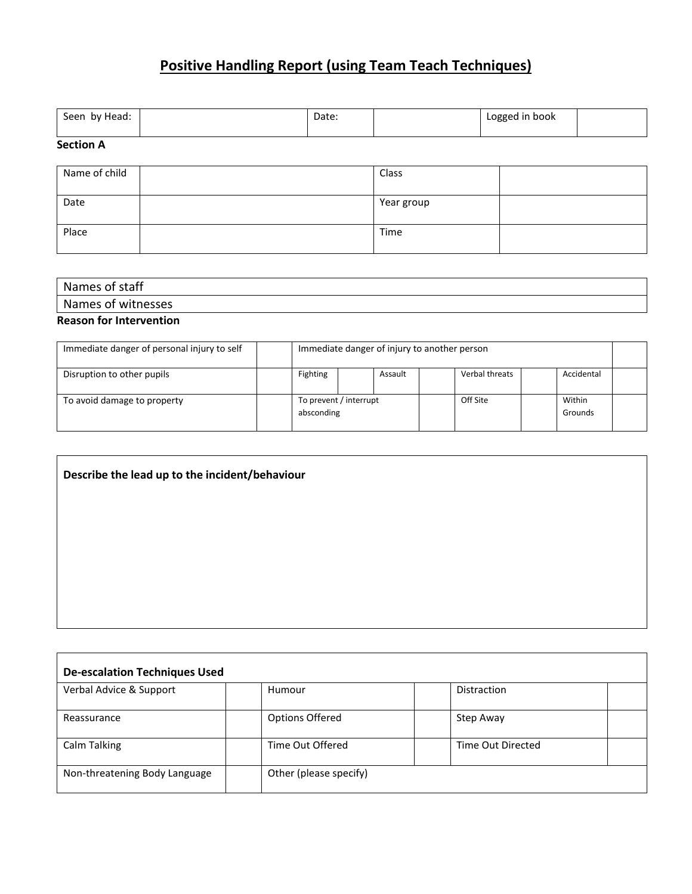# Positive Handling Report (using Team Teach Techniques)

| Seen by Head: | | Date: | | Logged in book | |
|---|---|---|---|---|---|

**Section A**

| Name of child | | Class | |
|---|---|---|---|
| Date | | Year group | |
| Place | | Time | |

| Names of staff |
|---|
| Names of witnesses |

**Reason for Intervention**

| Immediate danger of personal injury to self | | Immediate danger of injury to another person | | | | | | | |
|---|---|---|---|---|---|---|---|---|---|
| Disruption to other pupils | | Fighting | | Assault | | Verbal threats | | Accidental | |
| To avoid damage to property | | To prevent / interrupt absconding | | | | Off Site | | Within Grounds | |

| **Describe the lead up to the incident/behaviour** |
|---|
| |

| **De-escalation Techniques Used** | | | | | |
|---|---|---|---|---|---|
| Verbal Advice & Support | | Humour | | Distraction | |
| Reassurance | | Options Offered | | Step Away | |
| Calm Talking | | Time Out Offered | | Time Out Directed | |
| Non-threatening Body Language | | Other (please specify) | | | |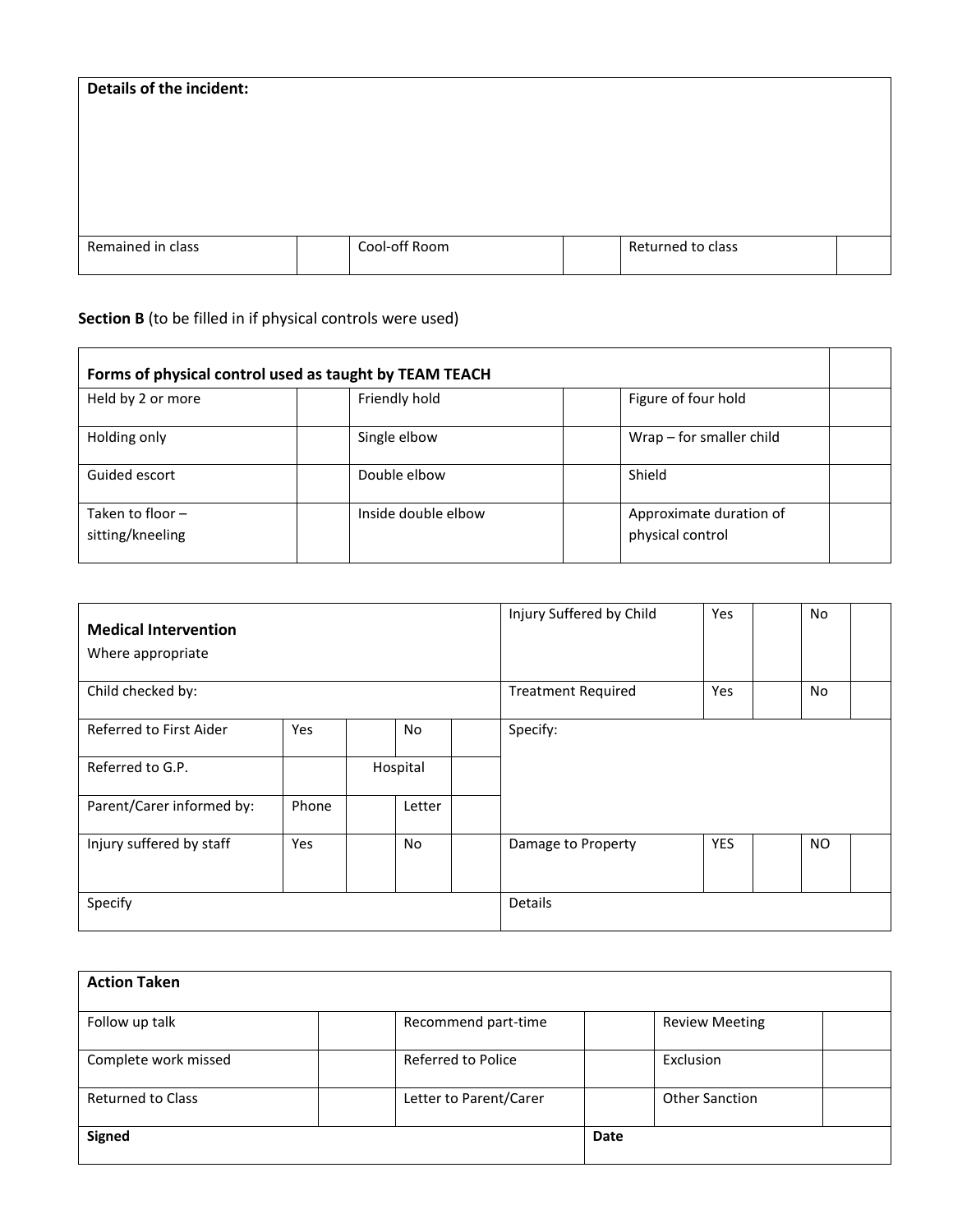| Details of the incident: | | | | | |
|---|---|---|---|---|---|
| Remained in class | | Cool-off Room | | Returned to class | |

**Section B** (to be filled in if physical controls were used)

| **Forms of physical control used as taught by TEAM TEACH** | | | | | |
|---|---|---|---|---|---|
| Held by 2 or more | | Friendly hold | | Figure of four hold | |
| Holding only | | Single elbow | | Wrap – for smaller child | |
| Guided escort | | Double elbow | | Shield | |
| Taken to floor – sitting/kneeling | | Inside double elbow | | Approximate duration of physical control | |

| **Medical Intervention** Where appropriate | | | | | Injury Suffered by Child | Yes | | No | |
|---|---|---|---|---|---|---|---|---|---|
| Child checked by: | | | | | Treatment Required | Yes | | No | |
| Referred to First Aider | Yes | | No | | Specify: | | | | |
| Referred to G.P. | | Hospital | | | | | | | |
| Parent/Carer informed by: | Phone | | Letter | | | | | | |
| Injury suffered by staff | Yes | | No | | Damage to Property | YES | | NO | |
| Specify | | | | | Details | | | | |

| **Action Taken** | | | | | |
|---|---|---|---|---|---|
| Follow up talk | | Recommend part-time | | Review Meeting | |
| Complete work missed | | Referred to Police | | Exclusion | |
| Returned to Class | | Letter to Parent/Carer | | Other Sanction | |
| **Signed** | | | **Date** | | |